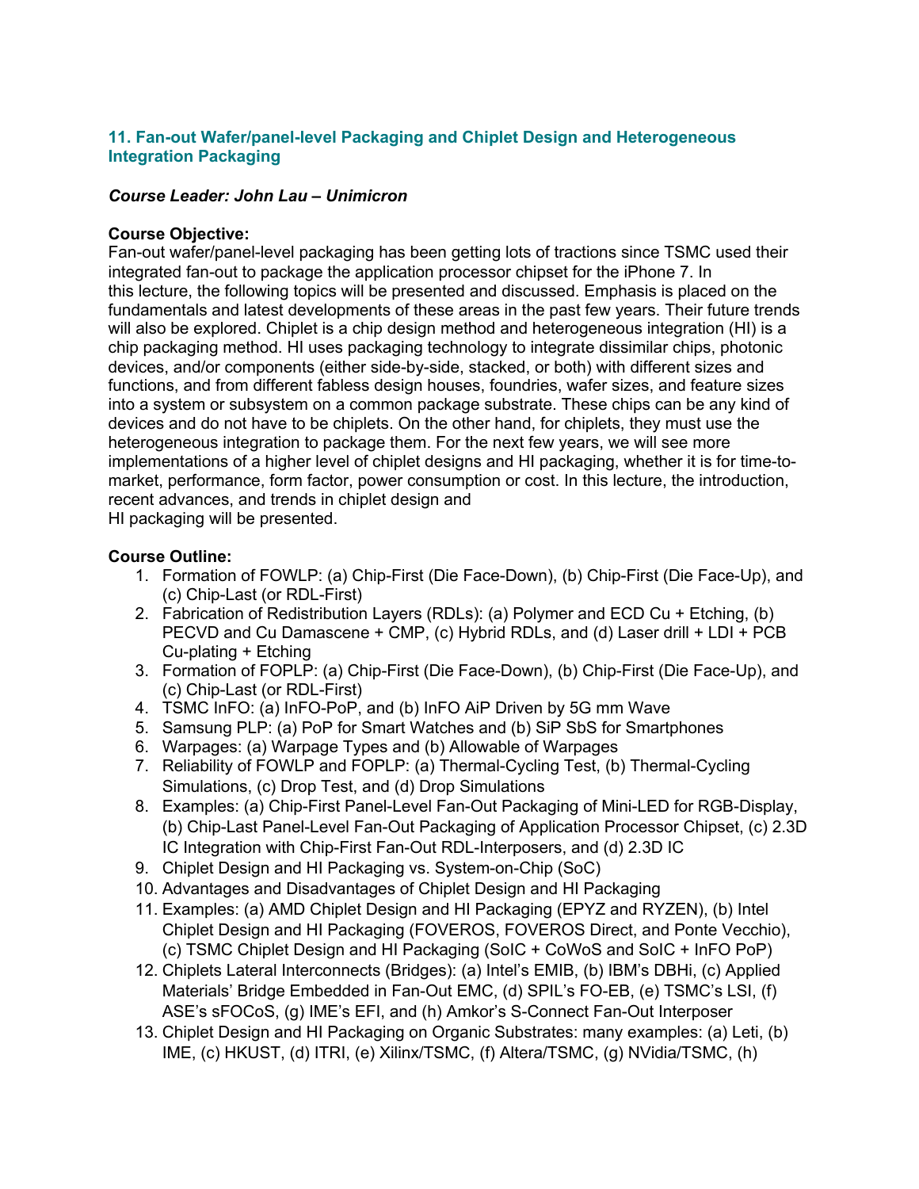## 11. Fan-out Wafer/panel-level Packaging and Chiplet Design and Heterogeneous Integration Packaging

***Course Leader: John Lau – Unimicron***

**Course Objective:**
Fan-out wafer/panel-level packaging has been getting lots of tractions since TSMC used their integrated fan-out to package the application processor chipset for the iPhone 7. In this lecture, the following topics will be presented and discussed. Emphasis is placed on the fundamentals and latest developments of these areas in the past few years. Their future trends will also be explored. Chiplet is a chip design method and heterogeneous integration (HI) is a chip packaging method. HI uses packaging technology to integrate dissimilar chips, photonic devices, and/or components (either side-by-side, stacked, or both) with different sizes and functions, and from different fabless design houses, foundries, wafer sizes, and feature sizes into a system or subsystem on a common package substrate. These chips can be any kind of devices and do not have to be chiplets. On the other hand, for chiplets, they must use the heterogeneous integration to package them. For the next few years, we will see more implementations of a higher level of chiplet designs and HI packaging, whether it is for time-to-market, performance, form factor, power consumption or cost. In this lecture, the introduction, recent advances, and trends in chiplet design and HI packaging will be presented.

**Course Outline:**

1. Formation of FOWLP: (a) Chip-First (Die Face-Down), (b) Chip-First (Die Face-Up), and (c) Chip-Last (or RDL-First)
2. Fabrication of Redistribution Layers (RDLs): (a) Polymer and ECD Cu + Etching, (b) PECVD and Cu Damascene + CMP, (c) Hybrid RDLs, and (d) Laser drill + LDI + PCB Cu-plating + Etching
3. Formation of FOPLP: (a) Chip-First (Die Face-Down), (b) Chip-First (Die Face-Up), and (c) Chip-Last (or RDL-First)
4. TSMC InFO: (a) InFO-PoP, and (b) InFO AiP Driven by 5G mm Wave
5. Samsung PLP: (a) PoP for Smart Watches and (b) SiP SbS for Smartphones
6. Warpages: (a) Warpage Types and (b) Allowable of Warpages
7. Reliability of FOWLP and FOPLP: (a) Thermal-Cycling Test, (b) Thermal-Cycling Simulations, (c) Drop Test, and (d) Drop Simulations
8. Examples: (a) Chip-First Panel-Level Fan-Out Packaging of Mini-LED for RGB-Display, (b) Chip-Last Panel-Level Fan-Out Packaging of Application Processor Chipset, (c) 2.3D IC Integration with Chip-First Fan-Out RDL-Interposers, and (d) 2.3D IC
9. Chiplet Design and HI Packaging vs. System-on-Chip (SoC)
10. Advantages and Disadvantages of Chiplet Design and HI Packaging
11. Examples: (a) AMD Chiplet Design and HI Packaging (EPYZ and RYZEN), (b) Intel Chiplet Design and HI Packaging (FOVEROS, FOVEROS Direct, and Ponte Vecchio), (c) TSMC Chiplet Design and HI Packaging (SoIC + CoWoS and SoIC + InFO PoP)
12. Chiplets Lateral Interconnects (Bridges): (a) Intel's EMIB, (b) IBM's DBHi, (c) Applied Materials' Bridge Embedded in Fan-Out EMC, (d) SPIL's FO-EB, (e) TSMC's LSI, (f) ASE's sFOCoS, (g) IME's EFI, and (h) Amkor's S-Connect Fan-Out Interposer
13. Chiplet Design and HI Packaging on Organic Substrates: many examples: (a) Leti, (b) IME, (c) HKUST, (d) ITRI, (e) Xilinx/TSMC, (f) Altera/TSMC, (g) NVidia/TSMC, (h)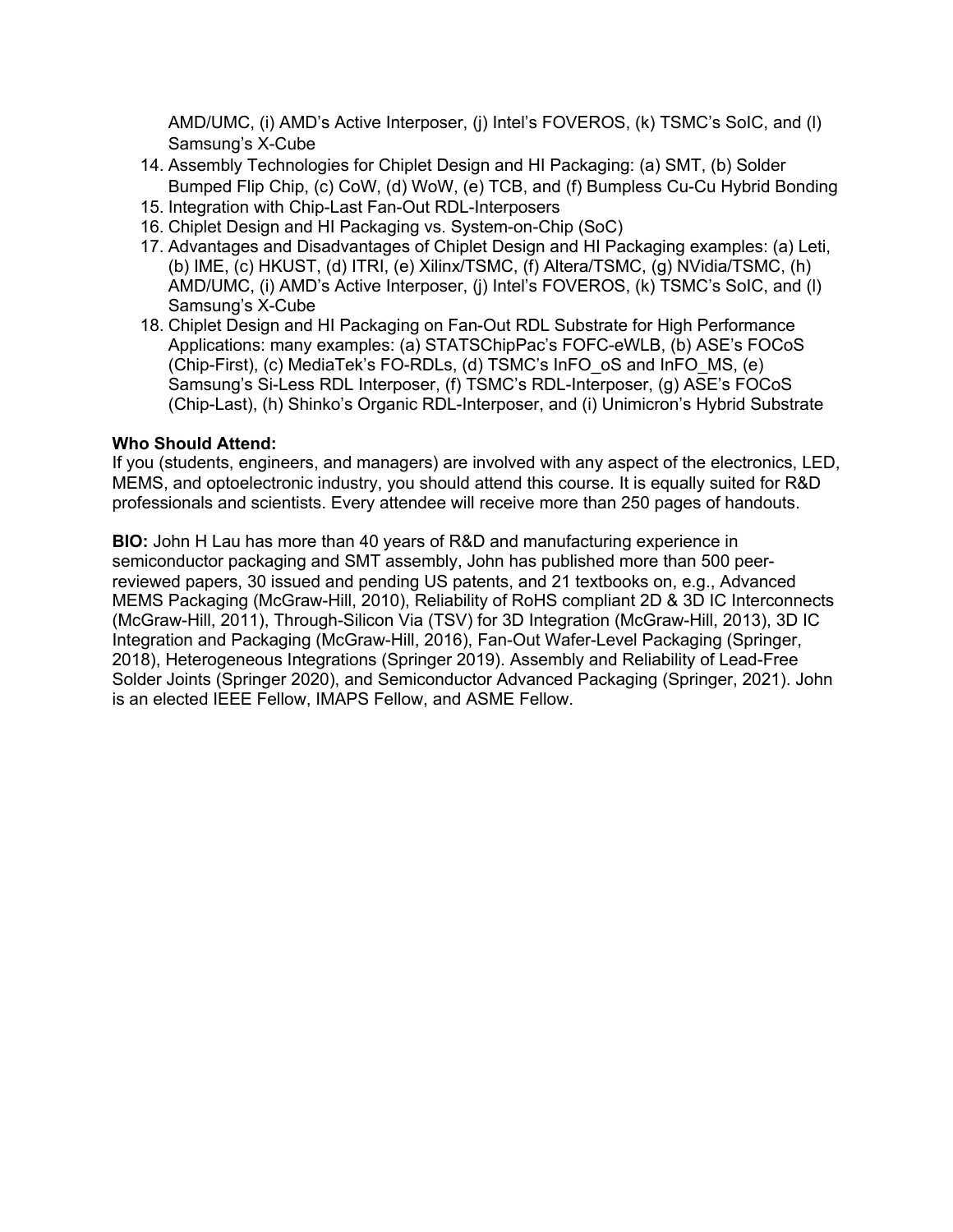AMD/UMC, (i) AMD's Active Interposer, (j) Intel's FOVEROS, (k) TSMC's SoIC, and (l) Samsung's X-Cube

14. Assembly Technologies for Chiplet Design and HI Packaging: (a) SMT, (b) Solder Bumped Flip Chip, (c) CoW, (d) WoW, (e) TCB, and (f) Bumpless Cu-Cu Hybrid Bonding
15. Integration with Chip-Last Fan-Out RDL-Interposers
16. Chiplet Design and HI Packaging vs. System-on-Chip (SoC)
17. Advantages and Disadvantages of Chiplet Design and HI Packaging examples: (a) Leti, (b) IME, (c) HKUST, (d) ITRI, (e) Xilinx/TSMC, (f) Altera/TSMC, (g) NVidia/TSMC, (h) AMD/UMC, (i) AMD's Active Interposer, (j) Intel's FOVEROS, (k) TSMC's SoIC, and (l) Samsung's X-Cube
18. Chiplet Design and HI Packaging on Fan-Out RDL Substrate for High Performance Applications: many examples: (a) STATSChipPac's FOFC-eWLB, (b) ASE's FOCoS (Chip-First), (c) MediaTek's FO-RDLs, (d) TSMC's InFO_oS and InFO_MS, (e) Samsung's Si-Less RDL Interposer, (f) TSMC's RDL-Interposer, (g) ASE's FOCoS (Chip-Last), (h) Shinko's Organic RDL-Interposer, and (i) Unimicron's Hybrid Substrate

**Who Should Attend:**
If you (students, engineers, and managers) are involved with any aspect of the electronics, LED, MEMS, and optoelectronic industry, you should attend this course. It is equally suited for R&D professionals and scientists. Every attendee will receive more than 250 pages of handouts.

**BIO:** John H Lau has more than 40 years of R&D and manufacturing experience in semiconductor packaging and SMT assembly, John has published more than 500 peer-reviewed papers, 30 issued and pending US patents, and 21 textbooks on, e.g., Advanced MEMS Packaging (McGraw-Hill, 2010), Reliability of RoHS compliant 2D & 3D IC Interconnects (McGraw-Hill, 2011), Through-Silicon Via (TSV) for 3D Integration (McGraw-Hill, 2013), 3D IC Integration and Packaging (McGraw-Hill, 2016), Fan-Out Wafer-Level Packaging (Springer, 2018), Heterogeneous Integrations (Springer 2019). Assembly and Reliability of Lead-Free Solder Joints (Springer 2020), and Semiconductor Advanced Packaging (Springer, 2021). John is an elected IEEE Fellow, IMAPS Fellow, and ASME Fellow.